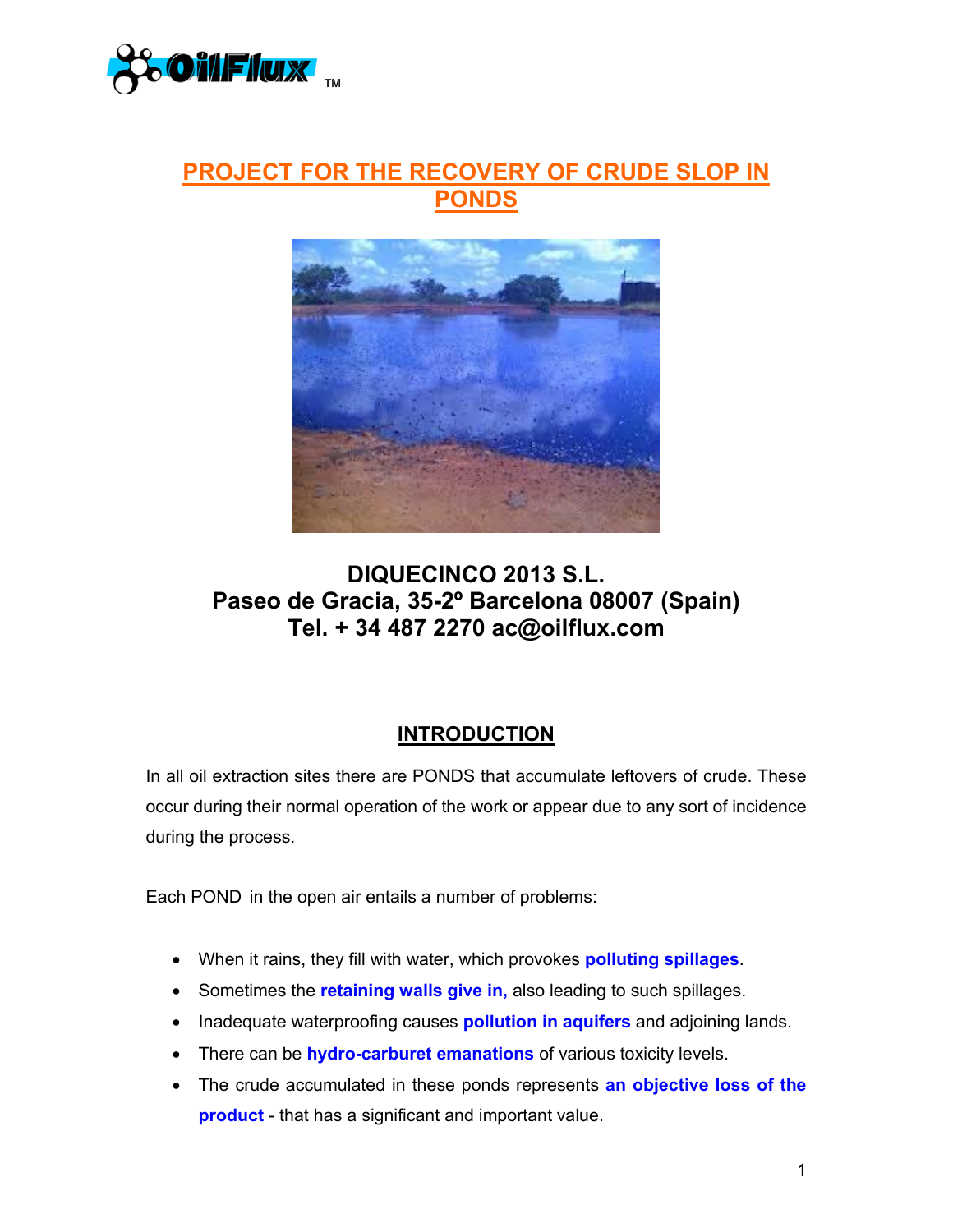OilFlux ™

# PROJECT FOR THE RECOVERY OF CRUDE SLOP IN PONDS

**DIQUECINCO 2013 S.L.**
**Paseo de Gracia, 35-2º Barcelona 08007 (Spain)**
**Tel. + 34 487 2270 ac@oilflux.com**

## INTRODUCTION

In all oil extraction sites there are PONDS that accumulate leftovers of crude. These occur during their normal operation of the work or appear due to any sort of incidence during the process.

Each POND in the open air entails a number of problems:

- When it rains, they fill with water, which provokes **polluting spillages**.
- Sometimes the **retaining walls give in,** also leading to such spillages.
- Inadequate waterproofing causes **pollution in aquifers** and adjoining lands.
- There can be **hydro-carburet emanations** of various toxicity levels.
- The crude accumulated in these ponds represents **an objective loss of the product** - that has a significant and important value.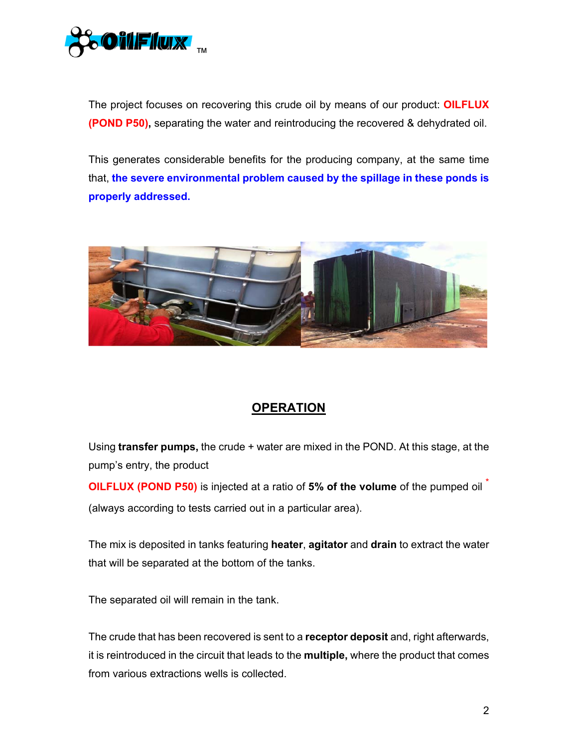The project focuses on recovering this crude oil by means of our product: **OILFLUX (POND P50),** separating the water and reintroducing the recovered & dehydrated oil.

This generates considerable benefits for the producing company, at the same time that, **the severe environmental problem caused by the spillage in these ponds is properly addressed.**

## OPERATION

Using **transfer pumps,** the crude + water are mixed in the POND. At this stage, at the pump's entry, the product

**OILFLUX (POND P50)** is injected at a ratio of **5% of the volume** of the pumped oil * (always according to tests carried out in a particular area).

The mix is deposited in tanks featuring **heater**, **agitator** and **drain** to extract the water that will be separated at the bottom of the tanks.

The separated oil will remain in the tank.

The crude that has been recovered is sent to a **receptor deposit** and, right afterwards, it is reintroduced in the circuit that leads to the **multiple,** where the product that comes from various extractions wells is collected.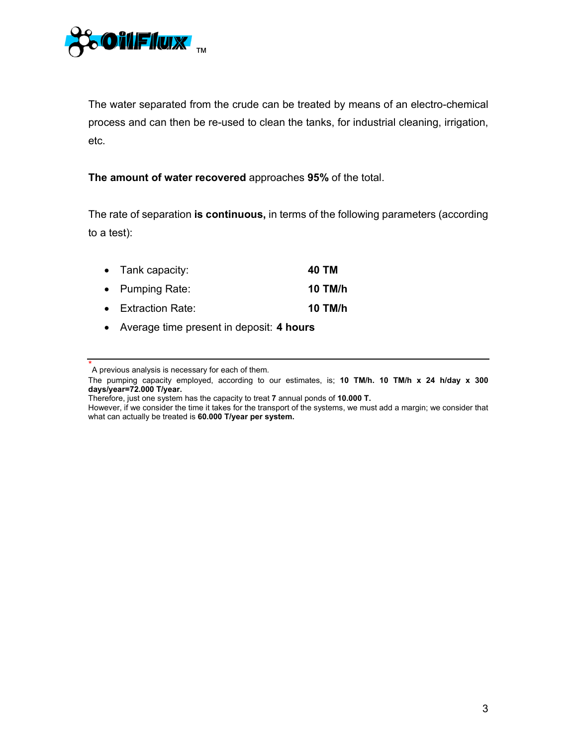The water separated from the crude can be treated by means of an electro-chemical process and can then be re-used to clean the tanks, for industrial cleaning, irrigation, etc.

**The amount of water recovered** approaches **95%** of the total.

The rate of separation **is continuous,** in terms of the following parameters (according to a test):

- Tank capacity: **40 TM**
- Pumping Rate: **10 TM/h**
- Extraction Rate: **10 TM/h**
- Average time present in deposit: **4 hours**

---

* A previous analysis is necessary for each of them.

The pumping capacity employed, according to our estimates, is; **10 TM/h. 10 TM/h x 24 h/day x 300 days/year=72.000 T/year.**

Therefore, just one system has the capacity to treat **7** annual ponds of **10.000 T.**

However, if we consider the time it takes for the transport of the systems, we must add a margin; we consider that what can actually be treated is **60.000 T/year per system.**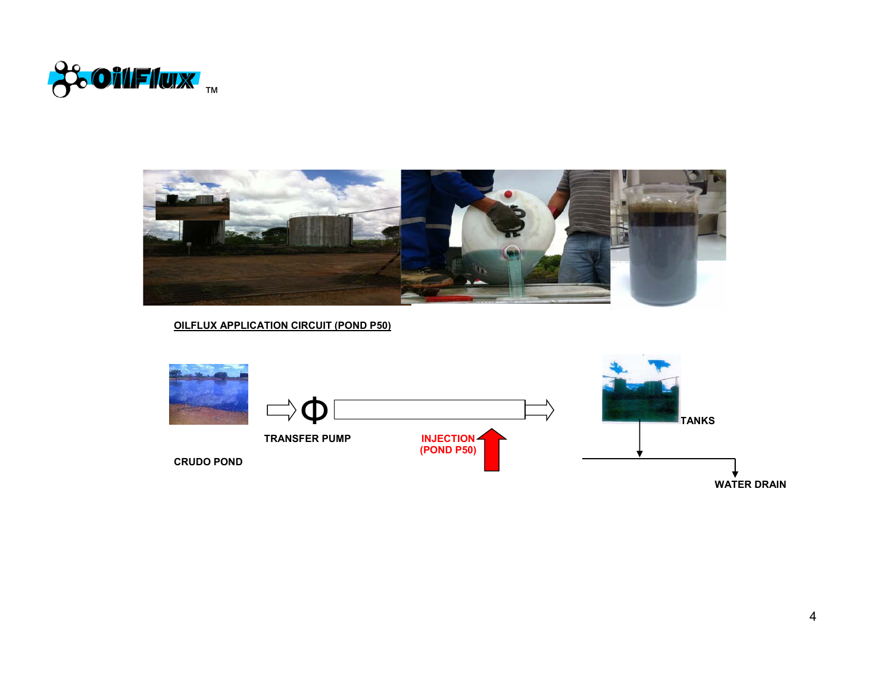OILFLUX APPLICATION CIRCUIT (POND P50)

TRANSFER PUMP

INJECTION
(POND P50)

TANKS

CRUDO POND

WATER DRAIN